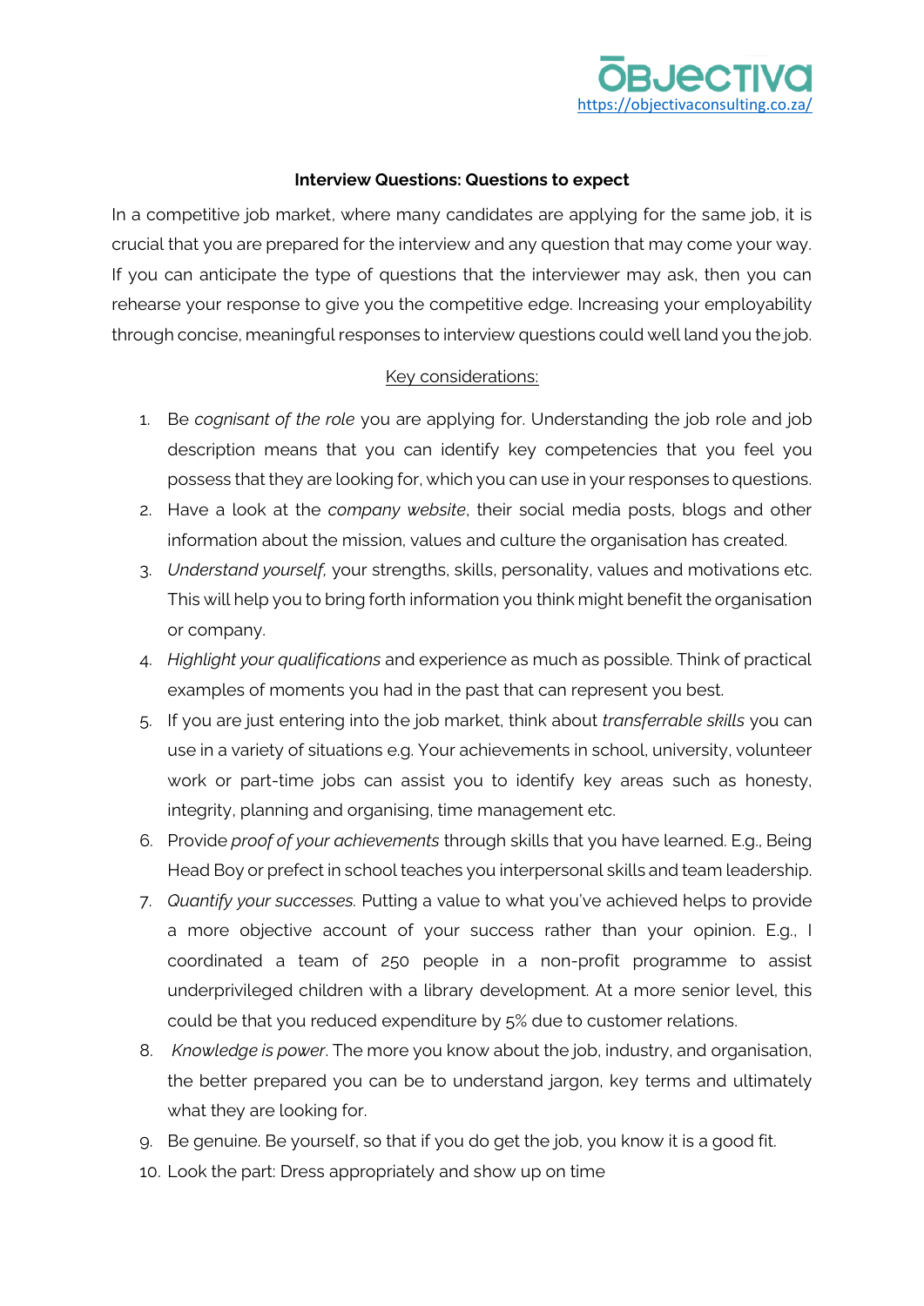ŌBJECTIVA
https://objectivaconsulting.co.za/

**Interview Questions: Questions to expect**

In a competitive job market, where many candidates are applying for the same job, it is crucial that you are prepared for the interview and any question that may come your way. If you can anticipate the type of questions that the interviewer may ask, then you can rehearse your response to give you the competitive edge. Increasing your employability through concise, meaningful responses to interview questions could well land you the job.

Key considerations:

1. Be *cognisant of the role* you are applying for. Understanding the job role and job description means that you can identify key competencies that you feel you possess that they are looking for, which you can use in your responses to questions.
2. Have a look at the *company website*, their social media posts, blogs and other information about the mission, values and culture the organisation has created.
3. *Understand yourself,* your strengths, skills, personality, values and motivations etc. This will help you to bring forth information you think might benefit the organisation or company.
4. *Highlight your qualifications* and experience as much as possible. Think of practical examples of moments you had in the past that can represent you best.
5. If you are just entering into the job market, think about *transferrable skills* you can use in a variety of situations e.g. Your achievements in school, university, volunteer work or part-time jobs can assist you to identify key areas such as honesty, integrity, planning and organising, time management etc.
6. Provide *proof of your achievements* through skills that you have learned. E.g., Being Head Boy or prefect in school teaches you interpersonal skills and team leadership.
7. *Quantify your successes.* Putting a value to what you've achieved helps to provide a more objective account of your success rather than your opinion. E.g., I coordinated a team of 250 people in a non-profit programme to assist underprivileged children with a library development. At a more senior level, this could be that you reduced expenditure by 5% due to customer relations.
8. *Knowledge is power*. The more you know about the job, industry, and organisation, the better prepared you can be to understand jargon, key terms and ultimately what they are looking for.
9. Be genuine. Be yourself, so that if you do get the job, you know it is a good fit.
10. Look the part: Dress appropriately and show up on time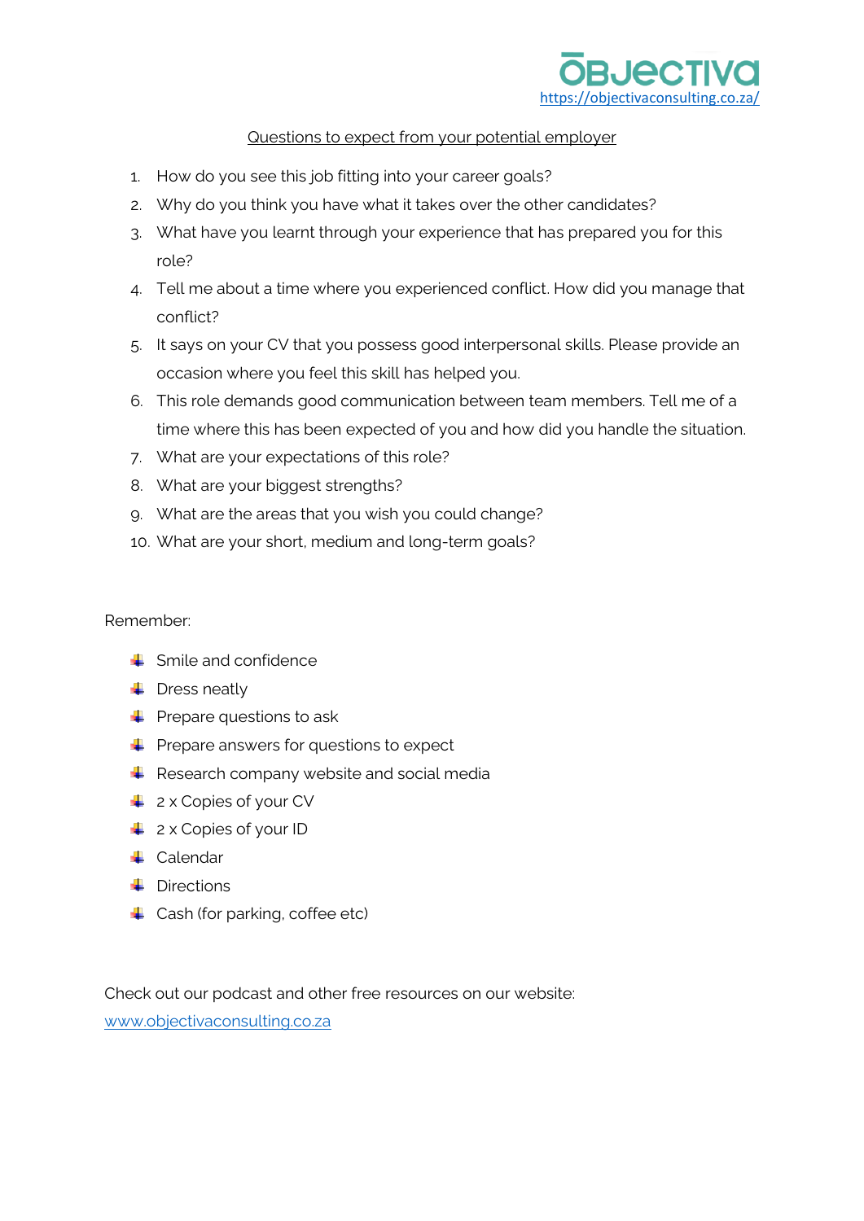OBJECTIVA
https://objectivaconsulting.co.za/

## Questions to expect from your potential employer

1. How do you see this job fitting into your career goals?
2. Why do you think you have what it takes over the other candidates?
3. What have you learnt through your experience that has prepared you for this role?
4. Tell me about a time where you experienced conflict. How did you manage that conflict?
5. It says on your CV that you possess good interpersonal skills. Please provide an occasion where you feel this skill has helped you.
6. This role demands good communication between team members. Tell me of a time where this has been expected of you and how did you handle the situation.
7. What are your expectations of this role?
8. What are your biggest strengths?
9. What are the areas that you wish you could change?
10. What are your short, medium and long-term goals?

Remember:

- Smile and confidence
- Dress neatly
- Prepare questions to ask
- Prepare answers for questions to expect
- Research company website and social media
- 2 x Copies of your CV
- 2 x Copies of your ID
- Calendar
- Directions
- Cash (for parking, coffee etc)

Check out our podcast and other free resources on our website:
www.objectivaconsulting.co.za